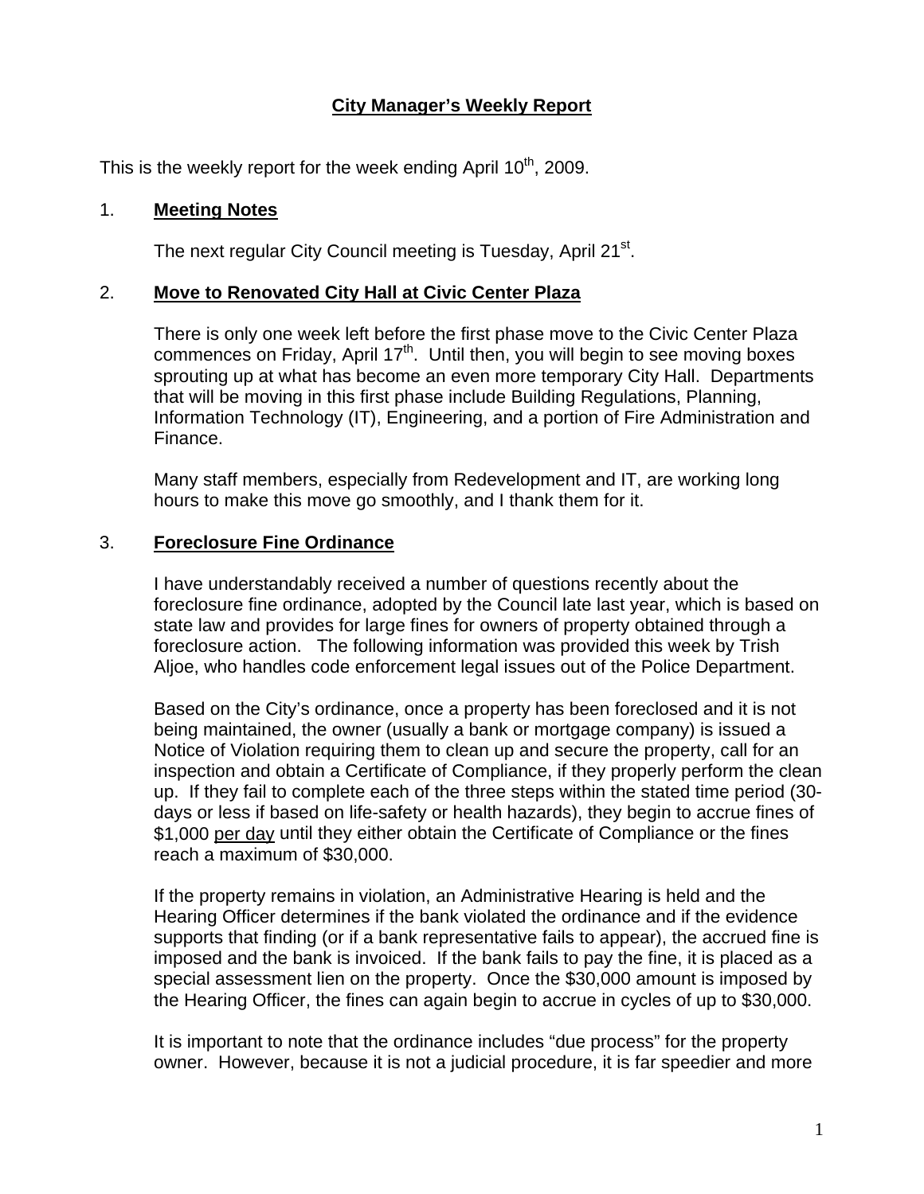# City Manager's Weekly Report

This is the weekly report for the week ending April 10th, 2009.

## 1. Meeting Notes

The next regular City Council meeting is Tuesday, April 21st.

## 2. Move to Renovated City Hall at Civic Center Plaza

There is only one week left before the first phase move to the Civic Center Plaza commences on Friday, April 17th. Until then, you will begin to see moving boxes sprouting up at what has become an even more temporary City Hall. Departments that will be moving in this first phase include Building Regulations, Planning, Information Technology (IT), Engineering, and a portion of Fire Administration and Finance.

Many staff members, especially from Redevelopment and IT, are working long hours to make this move go smoothly, and I thank them for it.

## 3. Foreclosure Fine Ordinance

I have understandably received a number of questions recently about the foreclosure fine ordinance, adopted by the Council late last year, which is based on state law and provides for large fines for owners of property obtained through a foreclosure action. The following information was provided this week by Trish Aljoe, who handles code enforcement legal issues out of the Police Department.

Based on the City's ordinance, once a property has been foreclosed and it is not being maintained, the owner (usually a bank or mortgage company) is issued a Notice of Violation requiring them to clean up and secure the property, call for an inspection and obtain a Certificate of Compliance, if they properly perform the clean up. If they fail to complete each of the three steps within the stated time period (30-days or less if based on life-safety or health hazards), they begin to accrue fines of $1,000 <u>per day</u> until they either obtain the Certificate of Compliance or the fines reach a maximum of $30,000.

If the property remains in violation, an Administrative Hearing is held and the Hearing Officer determines if the bank violated the ordinance and if the evidence supports that finding (or if a bank representative fails to appear), the accrued fine is imposed and the bank is invoiced. If the bank fails to pay the fine, it is placed as a special assessment lien on the property. Once the $30,000 amount is imposed by the Hearing Officer, the fines can again begin to accrue in cycles of up to $30,000.

It is important to note that the ordinance includes "due process" for the property owner. However, because it is not a judicial procedure, it is far speedier and more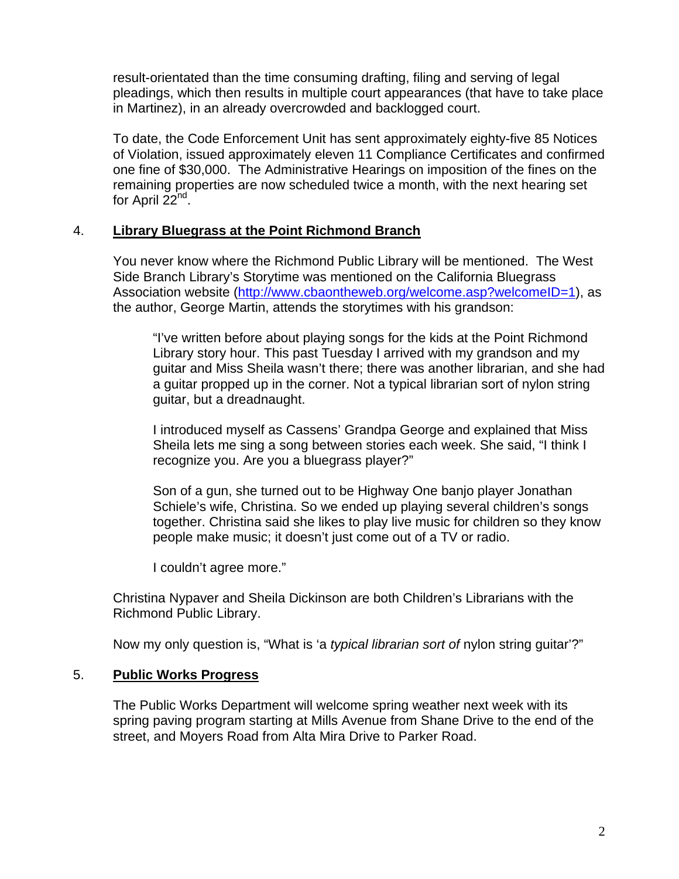result-orientated than the time consuming drafting, filing and serving of legal pleadings, which then results in multiple court appearances (that have to take place in Martinez), in an already overcrowded and backlogged court.

To date, the Code Enforcement Unit has sent approximately eighty-five 85 Notices of Violation, issued approximately eleven 11 Compliance Certificates and confirmed one fine of $30,000. The Administrative Hearings on imposition of the fines on the remaining properties are now scheduled twice a month, with the next hearing set for April 22nd.

4. **Library Bluegrass at the Point Richmond Branch**

You never know where the Richmond Public Library will be mentioned. The West Side Branch Library's Storytime was mentioned on the California Bluegrass Association website (http://www.cbaontheweb.org/welcome.asp?welcomeID=1), as the author, George Martin, attends the storytimes with his grandson:

> "I've written before about playing songs for the kids at the Point Richmond Library story hour. This past Tuesday I arrived with my grandson and my guitar and Miss Sheila wasn't there; there was another librarian, and she had a guitar propped up in the corner. Not a typical librarian sort of nylon string guitar, but a dreadnaught.
>
> I introduced myself as Cassens' Grandpa George and explained that Miss Sheila lets me sing a song between stories each week. She said, "I think I recognize you. Are you a bluegrass player?"
>
> Son of a gun, she turned out to be Highway One banjo player Jonathan Schiele's wife, Christina. So we ended up playing several children's songs together. Christina said she likes to play live music for children so they know people make music; it doesn't just come out of a TV or radio.
>
> I couldn't agree more."

Christina Nypaver and Sheila Dickinson are both Children's Librarians with the Richmond Public Library.

Now my only question is, "What is 'a *typical librarian sort of* nylon string guitar'?"

5. **Public Works Progress**

The Public Works Department will welcome spring weather next week with its spring paving program starting at Mills Avenue from Shane Drive to the end of the street, and Moyers Road from Alta Mira Drive to Parker Road.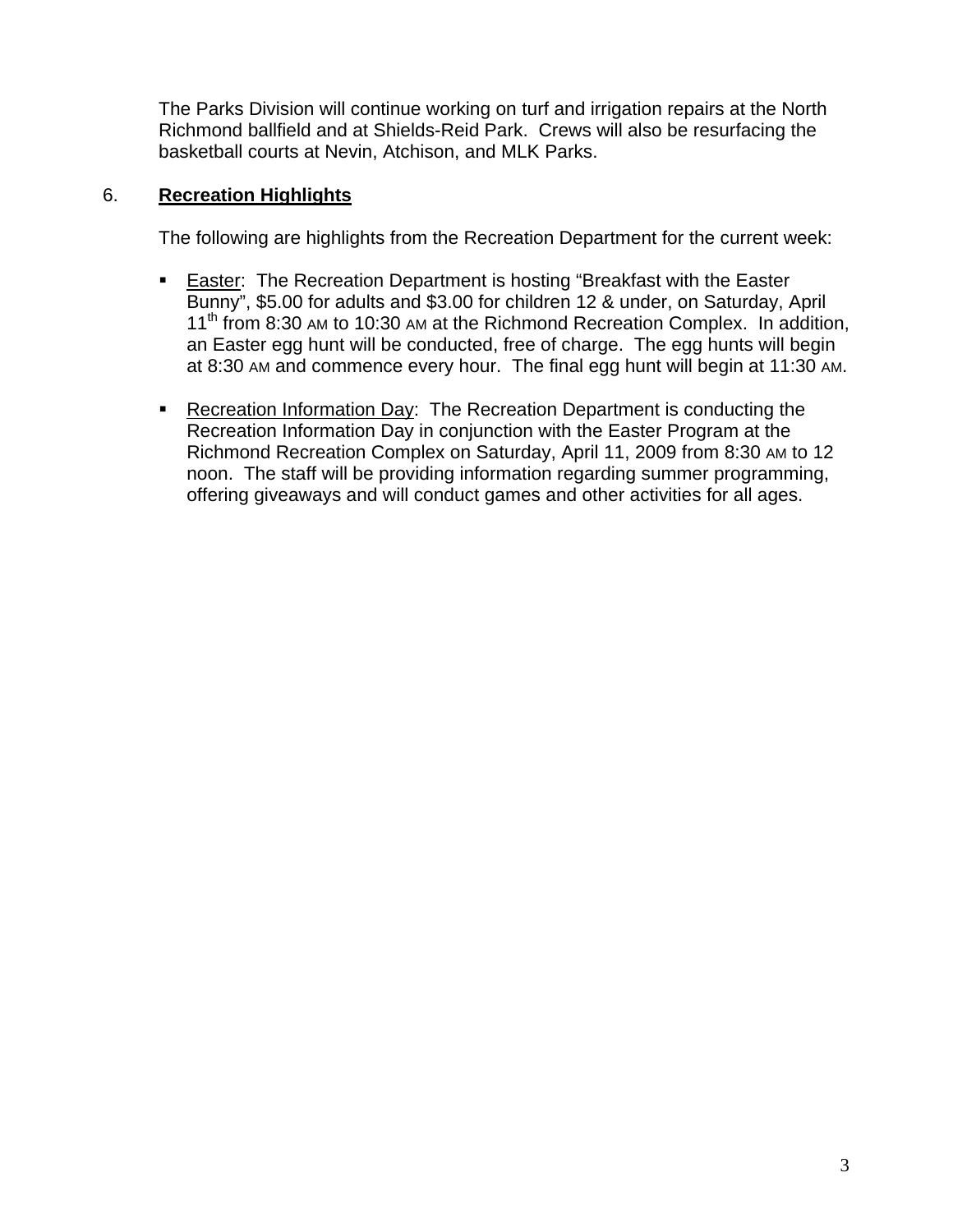The Parks Division will continue working on turf and irrigation repairs at the North Richmond ballfield and at Shields-Reid Park. Crews will also be resurfacing the basketball courts at Nevin, Atchison, and MLK Parks.

## 6. **Recreation Highlights**

The following are highlights from the Recreation Department for the current week:

- Easter: The Recreation Department is hosting "Breakfast with the Easter Bunny", $5.00 for adults and $3.00 for children 12 & under, on Saturday, April 11th from 8:30 AM to 10:30 AM at the Richmond Recreation Complex. In addition, an Easter egg hunt will be conducted, free of charge. The egg hunts will begin at 8:30 AM and commence every hour. The final egg hunt will begin at 11:30 AM.

- Recreation Information Day: The Recreation Department is conducting the Recreation Information Day in conjunction with the Easter Program at the Richmond Recreation Complex on Saturday, April 11, 2009 from 8:30 AM to 12 noon. The staff will be providing information regarding summer programming, offering giveaways and will conduct games and other activities for all ages.